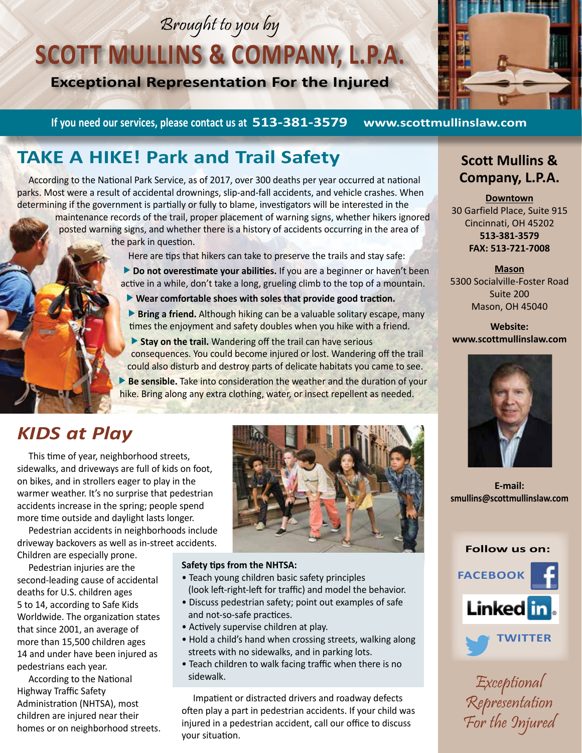*Brought to you by*

# SCOTT MULLINS & COMPANY, L.P.A.

**Exceptional Representation For the Injured**

If you need our services, please contact us at **513-381-3579** **www.scottmullinslaw.com**

## TAKE A HIKE! Park and Trail Safety

According to the National Park Service, as of 2017, over 300 deaths per year occurred at national parks. Most were a result of accidental drownings, slip-and-fall accidents, and vehicle crashes. When determining if the government is partially or fully to blame, investigators will be interested in the maintenance records of the trail, proper placement of warning signs, whether hikers ignored posted warning signs, and whether there is a history of accidents occurring in the area of the park in question.

Here are tips that hikers can take to preserve the trails and stay safe:

- **Do not overestimate your abilities.** If you are a beginner or haven't been active in a while, don't take a long, grueling climb to the top of a mountain.
- **Wear comfortable shoes with soles that provide good traction.**
- **Bring a friend.** Although hiking can be a valuable solitary escape, many times the enjoyment and safety doubles when you hike with a friend.
- **Stay on the trail.** Wandering off the trail can have serious consequences. You could become injured or lost. Wandering off the trail could also disturb and destroy parts of delicate habitats you came to see.
- **Be sensible.** Take into consideration the weather and the duration of your hike. Bring along any extra clothing, water, or insect repellent as needed.

## *KIDS at Play*

This time of year, neighborhood streets, sidewalks, and driveways are full of kids on foot, on bikes, and in strollers eager to play in the warmer weather. It's no surprise that pedestrian accidents increase in the spring; people spend more time outside and daylight lasts longer.

Pedestrian accidents in neighborhoods include driveway backovers as well as in-street accidents. Children are especially prone.

Pedestrian injuries are the second-leading cause of accidental deaths for U.S. children ages 5 to 14, according to Safe Kids Worldwide. The organization states that since 2001, an average of more than 15,500 children ages 14 and under have been injured as pedestrians each year.

According to the National Highway Traffic Safety Administration (NHTSA), most children are injured near their homes or on neighborhood streets.

**Safety tips from the NHTSA:**

- Teach young children basic safety principles (look left-right-left for traffic) and model the behavior.
- Discuss pedestrian safety; point out examples of safe and not-so-safe practices.
- Actively supervise children at play.
- Hold a child's hand when crossing streets, walking along streets with no sidewalks, and in parking lots.
- Teach children to walk facing traffic when there is no sidewalk.

Impatient or distracted drivers and roadway defects often play a part in pedestrian accidents. If your child was injured in a pedestrian accident, call our office to discuss your situation.

---

### Scott Mullins & Company, L.P.A.

**Downtown**
30 Garfield Place, Suite 915
Cincinnati, OH 45202
**513-381-3579**
**FAX: 513-721-7008**

**Mason**
5300 Socialville-Foster Road
Suite 200
Mason, OH 45040

**Website:**
**www.scottmullinslaw.com**

**E-mail:**
**smullins@scottmullinslaw.com**

**Follow us on:**
FACEBOOK
LinkedIn
TWITTER

*Exceptional Representation For the Injured*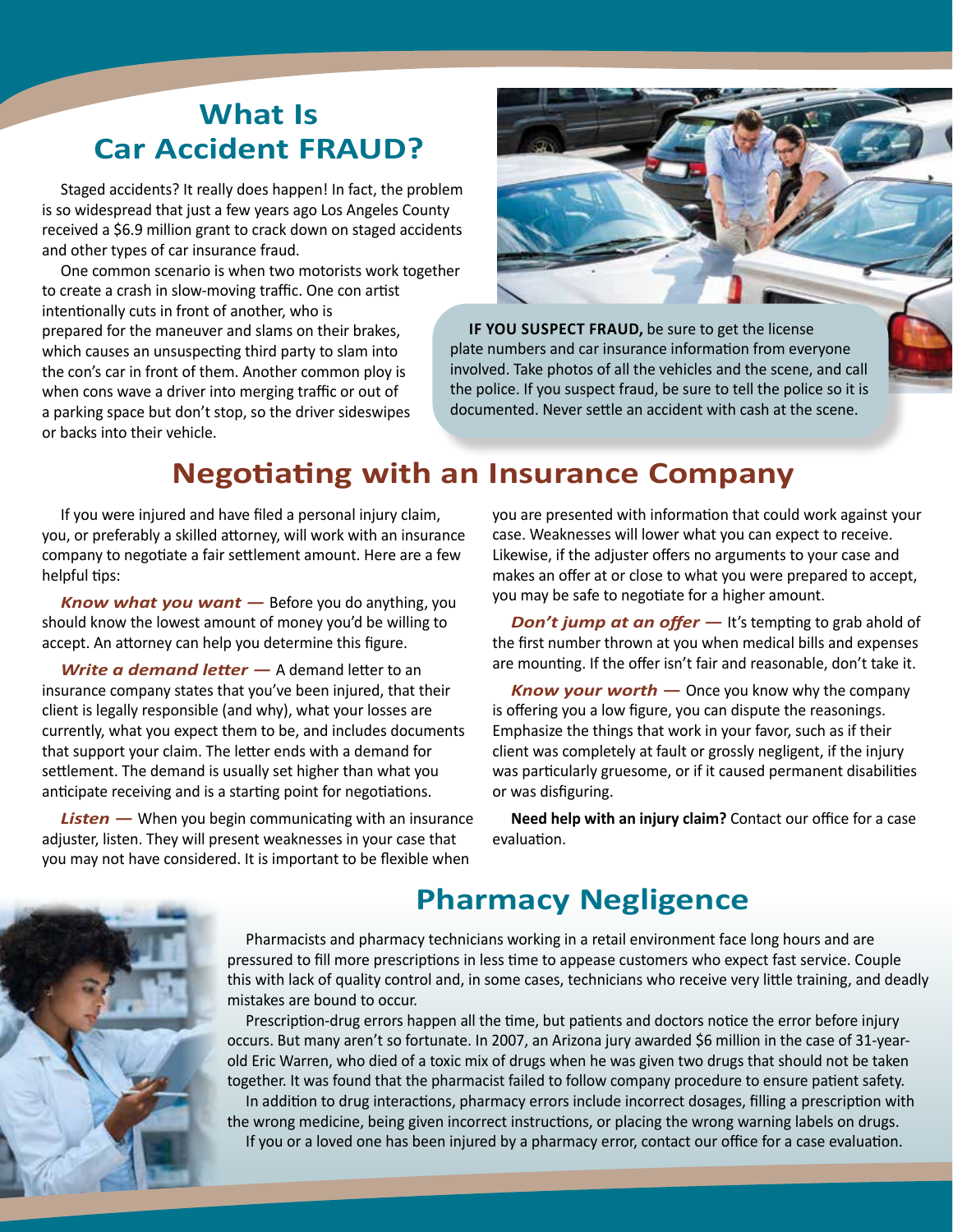## What Is Car Accident FRAUD?

Staged accidents? It really does happen! In fact, the problem is so widespread that just a few years ago Los Angeles County received a $6.9 million grant to crack down on staged accidents and other types of car insurance fraud.

One common scenario is when two motorists work together to create a crash in slow-moving traffic. One con artist intentionally cuts in front of another, who is prepared for the maneuver and slams on their brakes, which causes an unsuspecting third party to slam into the con's car in front of them. Another common ploy is when cons wave a driver into merging traffic or out of a parking space but don't stop, so the driver sideswipes or backs into their vehicle.

**IF YOU SUSPECT FRAUD,** be sure to get the license plate numbers and car insurance information from everyone involved. Take photos of all the vehicles and the scene, and call the police. If you suspect fraud, be sure to tell the police so it is documented. Never settle an accident with cash at the scene.

## Negotiating with an Insurance Company

If you were injured and have filed a personal injury claim, you, or preferably a skilled attorney, will work with an insurance company to negotiate a fair settlement amount. Here are a few helpful tips:

***Know what you want —*** Before you do anything, you should know the lowest amount of money you'd be willing to accept. An attorney can help you determine this figure.

***Write a demand letter —*** A demand letter to an insurance company states that you've been injured, that their client is legally responsible (and why), what your losses are currently, what you expect them to be, and includes documents that support your claim. The letter ends with a demand for settlement. The demand is usually set higher than what you anticipate receiving and is a starting point for negotiations.

***Listen —*** When you begin communicating with an insurance adjuster, listen. They will present weaknesses in your case that you may not have considered. It is important to be flexible when you are presented with information that could work against your case. Weaknesses will lower what you can expect to receive. Likewise, if the adjuster offers no arguments to your case and makes an offer at or close to what you were prepared to accept, you may be safe to negotiate for a higher amount.

***Don't jump at an offer —*** It's tempting to grab ahold of the first number thrown at you when medical bills and expenses are mounting. If the offer isn't fair and reasonable, don't take it.

***Know your worth —*** Once you know why the company is offering you a low figure, you can dispute the reasonings. Emphasize the things that work in your favor, such as if their client was completely at fault or grossly negligent, if the injury was particularly gruesome, or if it caused permanent disabilities or was disfiguring.

**Need help with an injury claim?** Contact our office for a case evaluation.

## Pharmacy Negligence

Pharmacists and pharmacy technicians working in a retail environment face long hours and are pressured to fill more prescriptions in less time to appease customers who expect fast service. Couple this with lack of quality control and, in some cases, technicians who receive very little training, and deadly mistakes are bound to occur.

Prescription-drug errors happen all the time, but patients and doctors notice the error before injury occurs. But many aren't so fortunate. In 2007, an Arizona jury awarded $6 million in the case of 31-year-old Eric Warren, who died of a toxic mix of drugs when he was given two drugs that should not be taken together. It was found that the pharmacist failed to follow company procedure to ensure patient safety.

In addition to drug interactions, pharmacy errors include incorrect dosages, filling a prescription with the wrong medicine, being given incorrect instructions, or placing the wrong warning labels on drugs.

If you or a loved one has been injured by a pharmacy error, contact our office for a case evaluation.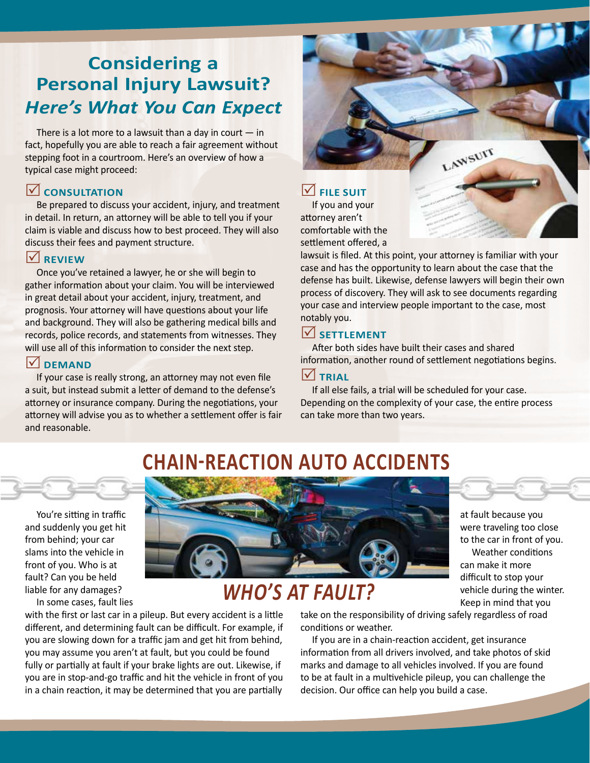## Considering a Personal Injury Lawsuit? *Here's What You Can Expect*

There is a lot more to a lawsuit than a day in court — in fact, hopefully you are able to reach a fair agreement without stepping foot in a courtroom. Here's an overview of how a typical case might proceed:

### ☑ CONSULTATION

Be prepared to discuss your accident, injury, and treatment in detail. In return, an attorney will be able to tell you if your claim is viable and discuss how to best proceed. They will also discuss their fees and payment structure.

### ☑ REVIEW

Once you've retained a lawyer, he or she will begin to gather information about your claim. You will be interviewed in great detail about your accident, injury, treatment, and prognosis. Your attorney will have questions about your life and background. They will also be gathering medical bills and records, police records, and statements from witnesses. They will use all of this information to consider the next step.

### ☑ DEMAND

If your case is really strong, an attorney may not even file a suit, but instead submit a letter of demand to the defense's attorney or insurance company. During the negotiations, your attorney will advise you as to whether a settlement offer is fair and reasonable.

### ☑ FILE SUIT

If you and your attorney aren't comfortable with the settlement offered, a lawsuit is filed. At this point, your attorney is familiar with your case and has the opportunity to learn about the case that the defense has built. Likewise, defense lawyers will begin their own process of discovery. They will ask to see documents regarding your case and interview people important to the case, most notably you.

### ☑ SETTLEMENT

After both sides have built their cases and shared information, another round of settlement negotiations begins.

### ☑ TRIAL

If all else fails, a trial will be scheduled for your case. Depending on the complexity of your case, the entire process can take more than two years.

## CHAIN-REACTION AUTO ACCIDENTS

### *WHO'S AT FAULT?*

You're sitting in traffic and suddenly you get hit from behind; your car slams into the vehicle in front of you. Who is at fault? Can you be held liable for any damages?

In some cases, fault lies with the first or last car in a pileup. But every accident is a little different, and determining fault can be difficult. For example, if you are slowing down for a traffic jam and get hit from behind, you may assume you aren't at fault, but you could be found fully or partially at fault if your brake lights are out. Likewise, if you are in stop-and-go traffic and hit the vehicle in front of you in a chain reaction, it may be determined that you are partially at fault because you were traveling too close to the car in front of you.

Weather conditions can make it more difficult to stop your vehicle during the winter. Keep in mind that you take on the responsibility of driving safely regardless of road conditions or weather.

If you are in a chain-reaction accident, get insurance information from all drivers involved, and take photos of skid marks and damage to all vehicles involved. If you are found to be at fault in a multivehicle pileup, you can challenge the decision. Our office can help you build a case.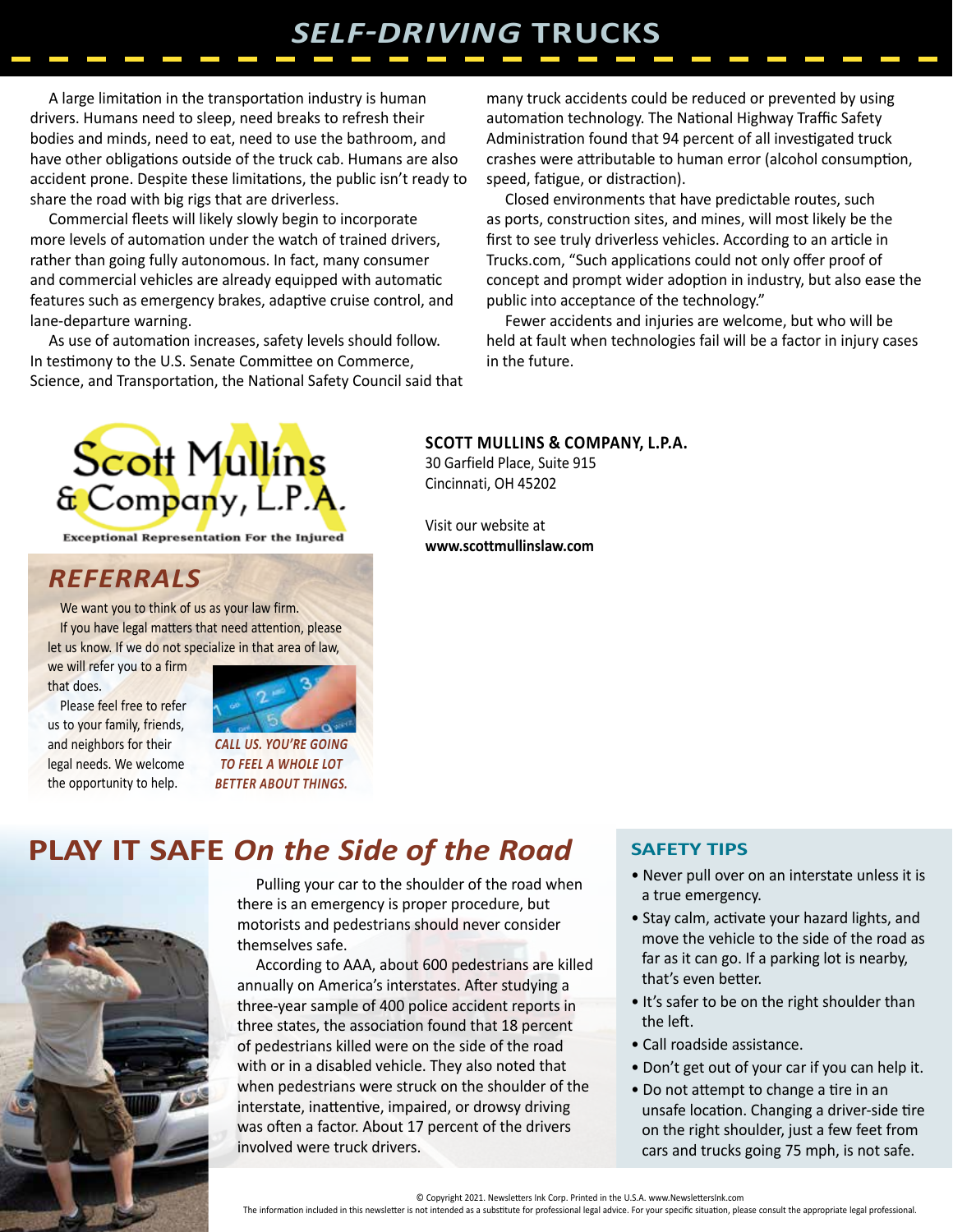# *SELF-DRIVING* TRUCKS

A large limitation in the transportation industry is human drivers. Humans need to sleep, need breaks to refresh their bodies and minds, need to eat, need to use the bathroom, and have other obligations outside of the truck cab. Humans are also accident prone. Despite these limitations, the public isn't ready to share the road with big rigs that are driverless.

Commercial fleets will likely slowly begin to incorporate more levels of automation under the watch of trained drivers, rather than going fully autonomous. In fact, many consumer and commercial vehicles are already equipped with automatic features such as emergency brakes, adaptive cruise control, and lane-departure warning.

As use of automation increases, safety levels should follow. In testimony to the U.S. Senate Committee on Commerce, Science, and Transportation, the National Safety Council said that many truck accidents could be reduced or prevented by using automation technology. The National Highway Traffic Safety Administration found that 94 percent of all investigated truck crashes were attributable to human error (alcohol consumption, speed, fatigue, or distraction).

Closed environments that have predictable routes, such as ports, construction sites, and mines, will most likely be the first to see truly driverless vehicles. According to an article in Trucks.com, "Such applications could not only offer proof of concept and prompt wider adoption in industry, but also ease the public into acceptance of the technology."

Fewer accidents and injuries are welcome, but who will be held at fault when technologies fail will be a factor in injury cases in the future.

Scott Mullins & Company, L.P.A.

Exceptional Representation For the Injured

**SCOTT MULLINS & COMPANY, L.P.A.**
30 Garfield Place, Suite 915
Cincinnati, OH 45202

Visit our website at
**www.scottmullinslaw.com**

## *REFERRALS*

We want you to think of us as your law firm.

If you have legal matters that need attention, please let us know. If we do not specialize in that area of law, we will refer you to a firm that does.

Please feel free to refer us to your family, friends, and neighbors for their legal needs. We welcome the opportunity to help.

*CALL US. YOU'RE GOING TO FEEL A WHOLE LOT BETTER ABOUT THINGS.*

## PLAY IT SAFE *On the Side of the Road*

Pulling your car to the shoulder of the road when there is an emergency is proper procedure, but motorists and pedestrians should never consider themselves safe.

According to AAA, about 600 pedestrians are killed annually on America's interstates. After studying a three-year sample of 400 police accident reports in three states, the association found that 18 percent of pedestrians killed were on the side of the road with or in a disabled vehicle. They also noted that when pedestrians were struck on the shoulder of the interstate, inattentive, impaired, or drowsy driving was often a factor. About 17 percent of the drivers involved were truck drivers.

### SAFETY TIPS

- Never pull over on an interstate unless it is a true emergency.
- Stay calm, activate your hazard lights, and move the vehicle to the side of the road as far as it can go. If a parking lot is nearby, that's even better.
- It's safer to be on the right shoulder than the left.
- Call roadside assistance.
- Don't get out of your car if you can help it.
- Do not attempt to change a tire in an unsafe location. Changing a driver-side tire on the right shoulder, just a few feet from cars and trucks going 75 mph, is not safe.

© Copyright 2021. Newsletters Ink Corp. Printed in the U.S.A. www.NewslettersInk.com
The information included in this newsletter is not intended as a substitute for professional legal advice. For your specific situation, please consult the appropriate legal professional.